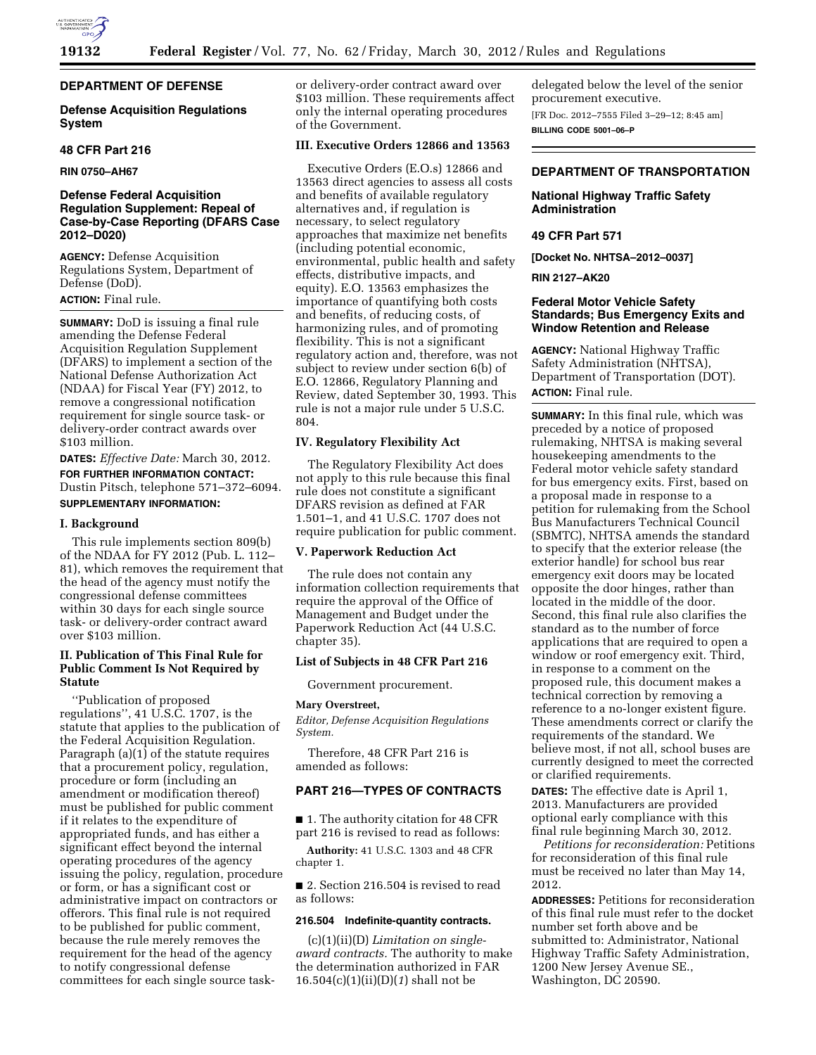## DEPARTMENT OF DEFENSE

### Defense Acquisition Regulations System

### 48 CFR Part 216

**RIN 0750–AH67**

### Defense Federal Acquisition Regulation Supplement: Repeal of Case-by-Case Reporting (DFARS Case 2012–D020)

**AGENCY:** Defense Acquisition Regulations System, Department of Defense (DoD).

**ACTION:** Final rule.

**SUMMARY:** DoD is issuing a final rule amending the Defense Federal Acquisition Regulation Supplement (DFARS) to implement a section of the National Defense Authorization Act (NDAA) for Fiscal Year (FY) 2012, to remove a congressional notification requirement for single source task- or delivery-order contract awards over $103 million.

**DATES:** *Effective Date:* March 30, 2012.

**FOR FURTHER INFORMATION CONTACT:** Dustin Pitsch, telephone 571–372–6094.

**SUPPLEMENTARY INFORMATION:**

#### I. Background

This rule implements section 809(b) of the NDAA for FY 2012 (Pub. L. 112–81), which removes the requirement that the head of the agency must notify the congressional defense committees within 30 days for each single source task- or delivery-order contract award over $103 million.

#### II. Publication of This Final Rule for Public Comment Is Not Required by Statute

''Publication of proposed regulations'', 41 U.S.C. 1707, is the statute that applies to the publication of the Federal Acquisition Regulation. Paragraph (a)(1) of the statute requires that a procurement policy, regulation, procedure or form (including an amendment or modification thereof) must be published for public comment if it relates to the expenditure of appropriated funds, and has either a significant effect beyond the internal operating procedures of the agency issuing the policy, regulation, procedure or form, or has a significant cost or administrative impact on contractors or offerors. This final rule is not required to be published for public comment, because the rule merely removes the requirement for the head of the agency to notify congressional defense committees for each single source task- or delivery-order contract award over $103 million. These requirements affect only the internal operating procedures of the Government.

#### III. Executive Orders 12866 and 13563

Executive Orders (E.O.s) 12866 and 13563 direct agencies to assess all costs and benefits of available regulatory alternatives and, if regulation is necessary, to select regulatory approaches that maximize net benefits (including potential economic, environmental, public health and safety effects, distributive impacts, and equity). E.O. 13563 emphasizes the importance of quantifying both costs and benefits, of reducing costs, of harmonizing rules, and of promoting flexibility. This is not a significant regulatory action and, therefore, was not subject to review under section 6(b) of E.O. 12866, Regulatory Planning and Review, dated September 30, 1993. This rule is not a major rule under 5 U.S.C. 804.

#### IV. Regulatory Flexibility Act

The Regulatory Flexibility Act does not apply to this rule because this final rule does not constitute a significant DFARS revision as defined at FAR 1.501–1, and 41 U.S.C. 1707 does not require publication for public comment.

#### V. Paperwork Reduction Act

The rule does not contain any information collection requirements that require the approval of the Office of Management and Budget under the Paperwork Reduction Act (44 U.S.C. chapter 35).

#### List of Subjects in 48 CFR Part 216

Government procurement.

**Mary Overstreet,**

*Editor, Defense Acquisition Regulations System.*

Therefore, 48 CFR Part 216 is amended as follows:

#### PART 216—TYPES OF CONTRACTS

■ 1. The authority citation for 48 CFR part 216 is revised to read as follows:

**Authority:** 41 U.S.C. 1303 and 48 CFR chapter 1.

■ 2. Section 216.504 is revised to read as follows:

**216.504 Indefinite-quantity contracts.**

(c)(1)(ii)(D) *Limitation on single-award contracts.* The authority to make the determination authorized in FAR 16.504(c)(1)(ii)(D)(*1*) shall not be delegated below the level of the senior procurement executive.

[FR Doc. 2012–7555 Filed 3–29–12; 8:45 am]

**BILLING CODE 5001–06–P**

## DEPARTMENT OF TRANSPORTATION

### National Highway Traffic Safety Administration

### 49 CFR Part 571

**[Docket No. NHTSA–2012–0037]**

**RIN 2127–AK20**

### Federal Motor Vehicle Safety Standards; Bus Emergency Exits and Window Retention and Release

**AGENCY:** National Highway Traffic Safety Administration (NHTSA), Department of Transportation (DOT).

**ACTION:** Final rule.

**SUMMARY:** In this final rule, which was preceded by a notice of proposed rulemaking, NHTSA is making several housekeeping amendments to the Federal motor vehicle safety standard for bus emergency exits. First, based on a proposal made in response to a petition for rulemaking from the School Bus Manufacturers Technical Council (SBMTC), NHTSA amends the standard to specify that the exterior release (the exterior handle) for school bus rear emergency exit doors may be located opposite the door hinges, rather than located in the middle of the door. Second, this final rule also clarifies the standard as to the number of force applications that are required to open a window or roof emergency exit. Third, in response to a comment on the proposed rule, this document makes a technical correction by removing a reference to a no-longer existent figure. These amendments correct or clarify the requirements of the standard. We believe most, if not all, school buses are currently designed to meet the corrected or clarified requirements.

**DATES:** The effective date is April 1, 2013. Manufacturers are provided optional early compliance with this final rule beginning March 30, 2012.

*Petitions for reconsideration:* Petitions for reconsideration of this final rule must be received no later than May 14, 2012.

**ADDRESSES:** Petitions for reconsideration of this final rule must refer to the docket number set forth above and be submitted to: Administrator, National Highway Traffic Safety Administration, 1200 New Jersey Avenue SE., Washington, DC 20590.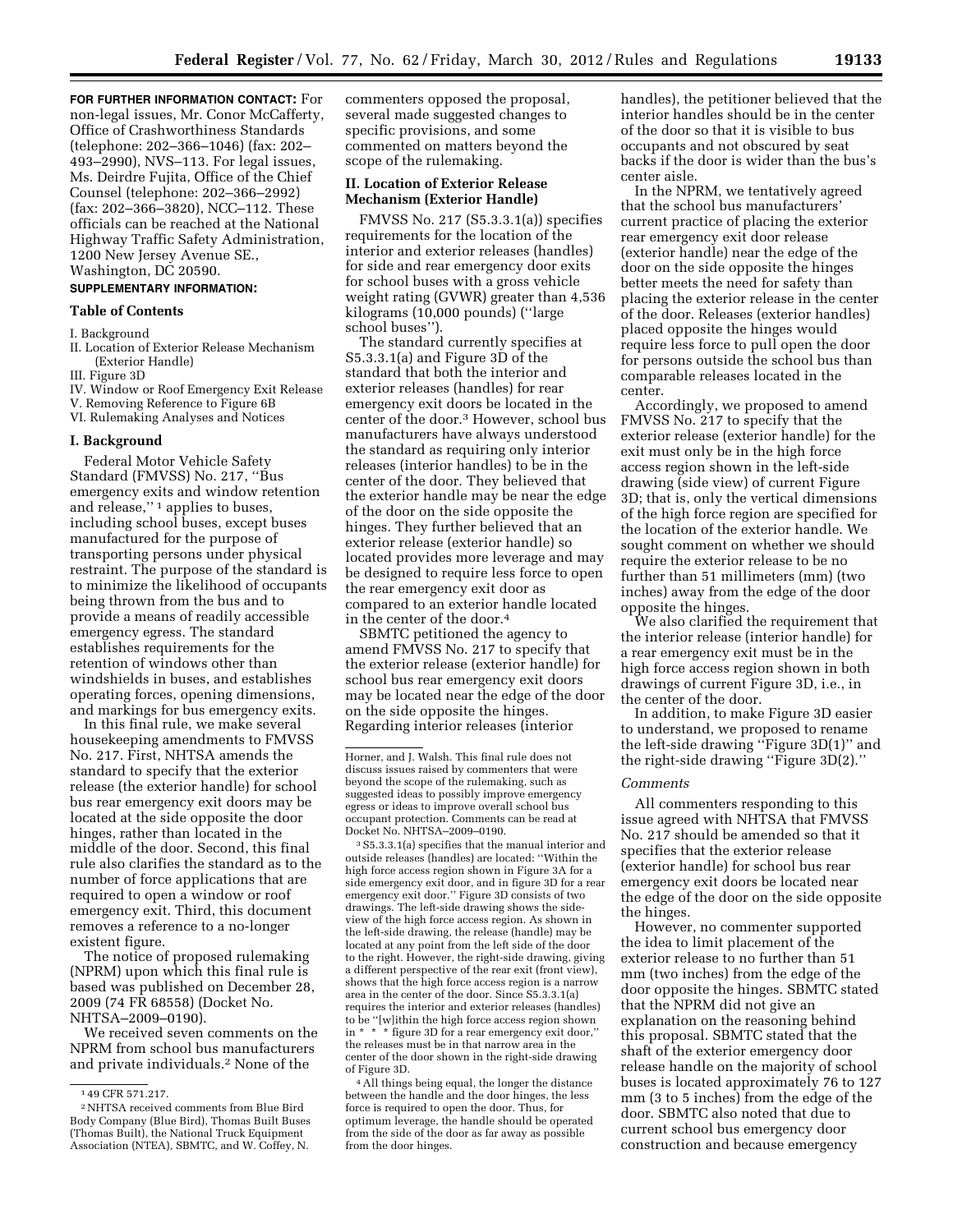**FOR FURTHER INFORMATION CONTACT:** For non-legal issues, Mr. Conor McCafferty, Office of Crashworthiness Standards (telephone: 202–366–1046) (fax: 202–493–2990), NVS–113. For legal issues, Ms. Deirdre Fujita, Office of the Chief Counsel (telephone: 202–366–2992) (fax: 202–366–3820), NCC–112. These officials can be reached at the National Highway Traffic Safety Administration, 1200 New Jersey Avenue SE., Washington, DC 20590.

**SUPPLEMENTARY INFORMATION:**

**Table of Contents**

I. Background
II. Location of Exterior Release Mechanism (Exterior Handle)
III. Figure 3D
IV. Window or Roof Emergency Exit Release
V. Removing Reference to Figure 6B
VI. Rulemaking Analyses and Notices

## I. Background

Federal Motor Vehicle Safety Standard (FMVSS) No. 217, ''Bus emergency exits and window retention and release,'' [1] applies to buses, including school buses, except buses manufactured for the purpose of transporting persons under physical restraint. The purpose of the standard is to minimize the likelihood of occupants being thrown from the bus and to provide a means of readily accessible emergency egress. The standard establishes requirements for the retention of windows other than windshields in buses, and establishes operating forces, opening dimensions, and markings for bus emergency exits.

In this final rule, we make several housekeeping amendments to FMVSS No. 217. First, NHTSA amends the standard to specify that the exterior release (the exterior handle) for school bus rear emergency exit doors may be located at the side opposite the door hinges, rather than located in the middle of the door. Second, this final rule also clarifies the standard as to the number of force applications that are required to open a window or roof emergency exit. Third, this document removes a reference to a no-longer existent figure.

The notice of proposed rulemaking (NPRM) upon which this final rule is based was published on December 28, 2009 (74 FR 68558) (Docket No. NHTSA–2009–0190).

We received seven comments on the NPRM from school bus manufacturers and private individuals.[2] None of the commenters opposed the proposal, several made suggested changes to specific provisions, and some commented on matters beyond the scope of the rulemaking.

## II. Location of Exterior Release Mechanism (Exterior Handle)

FMVSS No. 217 (S5.3.3.1(a)) specifies requirements for the location of the interior and exterior releases (handles) for side and rear emergency door exits for school buses with a gross vehicle weight rating (GVWR) greater than 4,536 kilograms (10,000 pounds) (''large school buses'').

The standard currently specifies at S5.3.3.1(a) and Figure 3D of the standard that both the interior and exterior releases (handles) for rear emergency exit doors be located in the center of the door.[3] However, school bus manufacturers have always understood the standard as requiring only interior releases (interior handles) to be in the center of the door. They believed that the exterior handle may be near the edge of the door on the side opposite the hinges. They further believed that an exterior release (exterior handle) so located provides more leverage and may be designed to require less force to open the rear emergency exit door as compared to an exterior handle located in the center of the door.[4]

SBMTC petitioned the agency to amend FMVSS No. 217 to specify that the exterior release (exterior handle) for school bus rear emergency exit doors may be located near the edge of the door on the side opposite the hinges. Regarding interior releases (interior handles), the petitioner believed that the interior handles should be in the center of the door so that it is visible to bus occupants and not obscured by seat backs if the door is wider than the bus's center aisle.

In the NPRM, we tentatively agreed that the school bus manufacturers' current practice of placing the exterior rear emergency exit door release (exterior handle) near the edge of the door on the side opposite the hinges better meets the need for safety than placing the exterior release in the center of the door. Releases (exterior handles) placed opposite the hinges would require less force to pull open the door for persons outside the school bus than comparable releases located in the center.

Accordingly, we proposed to amend FMVSS No. 217 to specify that the exterior release (exterior handle) for the exit must only be in the high force access region shown in the left-side drawing (side view) of current Figure 3D; that is, only the vertical dimensions of the high force region are specified for the location of the exterior handle. We sought comment on whether we should require the exterior release to be no further than 51 millimeters (mm) (two inches) away from the edge of the door opposite the hinges.

We also clarified the requirement that the interior release (interior handle) for a rear emergency exit must be in the high force access region shown in both drawings of current Figure 3D, i.e., in the center of the door.

In addition, to make Figure 3D easier to understand, we proposed to rename the left-side drawing ''Figure 3D(1)'' and the right-side drawing ''Figure 3D(2).''

*Comments*

All commenters responding to this issue agreed with NHTSA that FMVSS No. 217 should be amended so that it specifies that the exterior release (exterior handle) for school bus rear emergency exit doors be located near the edge of the door on the side opposite the hinges.

However, no commenter supported the idea to limit placement of the exterior release to no further than 51 mm (two inches) from the edge of the door opposite the hinges. SBMTC stated that the NPRM did not give an explanation on the reasoning behind this proposal. SBMTC stated that the shaft of the exterior emergency door release handle on the majority of school buses is located approximately 76 to 127 mm (3 to 5 inches) from the edge of the door. SBMTC also noted that due to current school bus emergency door construction and because emergency

---

[1] 49 CFR 571.217.

[2] NHTSA received comments from Blue Bird Body Company (Blue Bird), Thomas Built Buses (Thomas Built), the National Truck Equipment Association (NTEA), SBMTC, and W. Coffey, N. Horner, and J. Walsh. This final rule does not discuss issues raised by commenters that were beyond the scope of the rulemaking, such as suggested ideas to possibly improve emergency egress or ideas to improve overall school bus occupant protection. Comments can be read at Docket No. NHTSA–2009–0190.

[3] S5.3.3.1(a) specifies that the manual interior and outside releases (handles) are located: ''Within the high force access region shown in Figure 3A for a side emergency exit door, and in figure 3D for a rear emergency exit door.'' Figure 3D consists of two drawings. The left-side drawing shows the side-view of the high force access region. As shown in the left-side drawing, the release (handle) may be located at any point from the left side of the door to the right. However, the right-side drawing, giving a different perspective of the rear exit (front view), shows that the high force access region is a narrow area in the center of the door. Since S5.3.3.1(a) requires the interior and exterior releases (handles) to be ''[w]ithin the high force access region shown in * * * figure 3D for a rear emergency exit door,'' the releases must be in that narrow area in the center of the door shown in the right-side drawing of Figure 3D.

[4] All things being equal, the longer the distance between the handle and the door hinges, the less force is required to open the door. Thus, for optimum leverage, the handle should be operated from the side of the door as far away as possible from the door hinges.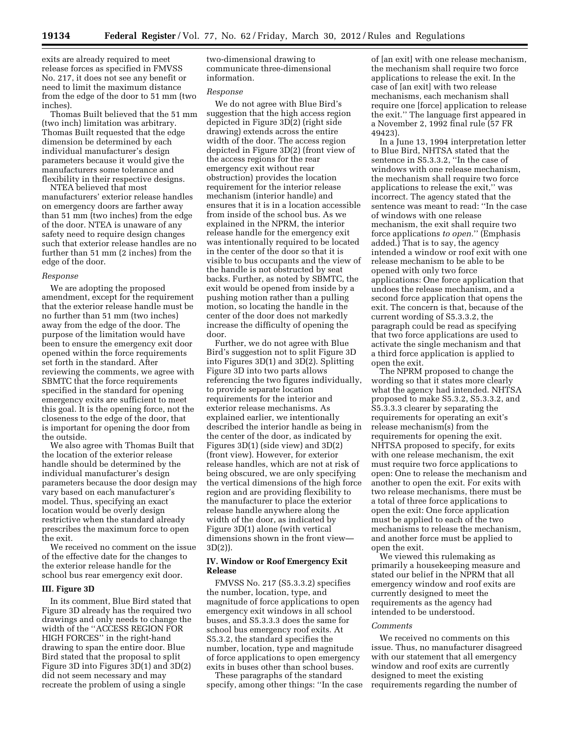exits are already required to meet release forces as specified in FMVSS No. 217, it does not see any benefit or need to limit the maximum distance from the edge of the door to 51 mm (two inches).

Thomas Built believed that the 51 mm (two inch) limitation was arbitrary. Thomas Built requested that the edge dimension be determined by each individual manufacturer's design parameters because it would give the manufacturers some tolerance and flexibility in their respective designs.

NTEA believed that most manufacturers' exterior release handles on emergency doors are farther away than 51 mm (two inches) from the edge of the door. NTEA is unaware of any safety need to require design changes such that exterior release handles are no further than 51 mm (2 inches) from the edge of the door.

*Response*

We are adopting the proposed amendment, except for the requirement that the exterior release handle must be no further than 51 mm (two inches) away from the edge of the door. The purpose of the limitation would have been to ensure the emergency exit door opened within the force requirements set forth in the standard. After reviewing the comments, we agree with SBMTC that the force requirements specified in the standard for opening emergency exits are sufficient to meet this goal. It is the opening force, not the closeness to the edge of the door, that is important for opening the door from the outside.

We also agree with Thomas Built that the location of the exterior release handle should be determined by the individual manufacturer's design parameters because the door design may vary based on each manufacturer's model. Thus, specifying an exact location would be overly design restrictive when the standard already prescribes the maximum force to open the exit.

We received no comment on the issue of the effective date for the changes to the exterior release handle for the school bus rear emergency exit door.

## III. Figure 3D

In its comment, Blue Bird stated that Figure 3D already has the required two drawings and only needs to change the width of the ''ACCESS REGION FOR HIGH FORCES'' in the right-hand drawing to span the entire door. Blue Bird stated that the proposal to split Figure 3D into Figures 3D(1) and 3D(2) did not seem necessary and may recreate the problem of using a single two-dimensional drawing to communicate three-dimensional information.

*Response*

We do not agree with Blue Bird's suggestion that the high access region depicted in Figure 3D(2) (right side drawing) extends across the entire width of the door. The access region depicted in Figure 3D(2) (front view of the access regions for the rear emergency exit without rear obstruction) provides the location requirement for the interior release mechanism (interior handle) and ensures that it is in a location accessible from inside of the school bus. As we explained in the NPRM, the interior release handle for the emergency exit was intentionally required to be located in the center of the door so that it is visible to bus occupants and the view of the handle is not obstructed by seat backs. Further, as noted by SBMTC, the exit would be opened from inside by a pushing motion rather than a pulling motion, so locating the handle in the center of the door does not markedly increase the difficulty of opening the door.

Further, we do not agree with Blue Bird's suggestion not to split Figure 3D into Figures 3D(1) and 3D(2). Splitting Figure 3D into two parts allows referencing the two figures individually, to provide separate location requirements for the interior and exterior release mechanisms. As explained earlier, we intentionally described the interior handle as being in the center of the door, as indicated by Figures 3D(1) (side view) and 3D(2) (front view). However, for exterior release handles, which are not at risk of being obscured, we are only specifying the vertical dimensions of the high force region and are providing flexibility to the manufacturer to place the exterior release handle anywhere along the width of the door, as indicated by Figure 3D(1) alone (with vertical dimensions shown in the front view—3D(2)).

## IV. Window or Roof Emergency Exit Release

FMVSS No. 217 (S5.3.3.2) specifies the number, location, type, and magnitude of force applications to open emergency exit windows in all school buses, and S5.3.3.3 does the same for school bus emergency roof exits. At S5.3.2, the standard specifies the number, location, type and magnitude of force applications to open emergency exits in buses other than school buses.

These paragraphs of the standard specify, among other things: ''In the case of [an exit] with one release mechanism, the mechanism shall require two force applications to release the exit. In the case of [an exit] with two release mechanisms, each mechanism shall require one [force] application to release the exit.'' The language first appeared in a November 2, 1992 final rule (57 FR 49423).

In a June 13, 1994 interpretation letter to Blue Bird, NHTSA stated that the sentence in S5.3.3.2, ''In the case of windows with one release mechanism, the mechanism shall require two force applications to release the exit,'' was incorrect. The agency stated that the sentence was meant to read: ''In the case of windows with one release mechanism, the exit shall require two force applications *to open.*'' (Emphasis added.) That is to say, the agency intended a window or roof exit with one release mechanism to be able to be opened with only two force applications: One force application that undoes the release mechanism, and a second force application that opens the exit. The concern is that, because of the current wording of S5.3.3.2, the paragraph could be read as specifying that two force applications are used to activate the single mechanism and that a third force application is applied to open the exit.

The NPRM proposed to change the wording so that it states more clearly what the agency had intended. NHTSA proposed to make S5.3.2, S5.3.3.2, and S5.3.3.3 clearer by separating the requirements for operating an exit's release mechanism(s) from the requirements for opening the exit. NHTSA proposed to specify, for exits with one release mechanism, the exit must require two force applications to open: One to release the mechanism and another to open the exit. For exits with two release mechanisms, there must be a total of three force applications to open the exit: One force application must be applied to each of the two mechanisms to release the mechanism, and another force must be applied to open the exit.

We viewed this rulemaking as primarily a housekeeping measure and stated our belief in the NPRM that all emergency window and roof exits are currently designed to meet the requirements as the agency had intended to be understood.

*Comments*

We received no comments on this issue. Thus, no manufacturer disagreed with our statement that all emergency window and roof exits are currently designed to meet the existing requirements regarding the number of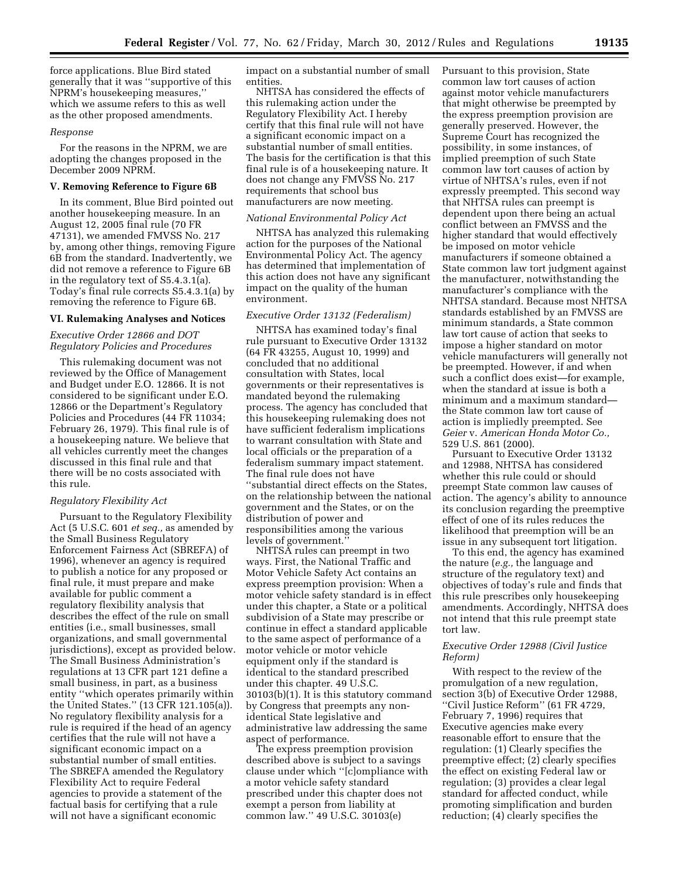force applications. Blue Bird stated generally that it was ''supportive of this NPRM's housekeeping measures,'' which we assume refers to this as well as the other proposed amendments.

*Response*

For the reasons in the NPRM, we are adopting the changes proposed in the December 2009 NPRM.

## V. Removing Reference to Figure 6B

In its comment, Blue Bird pointed out another housekeeping measure. In an August 12, 2005 final rule (70 FR 47131), we amended FMVSS No. 217 by, among other things, removing Figure 6B from the standard. Inadvertently, we did not remove a reference to Figure 6B in the regulatory text of S5.4.3.1(a). Today's final rule corrects S5.4.3.1(a) by removing the reference to Figure 6B.

## VI. Rulemaking Analyses and Notices

*Executive Order 12866 and DOT Regulatory Policies and Procedures*

This rulemaking document was not reviewed by the Office of Management and Budget under E.O. 12866. It is not considered to be significant under E.O. 12866 or the Department's Regulatory Policies and Procedures (44 FR 11034; February 26, 1979). This final rule is of a housekeeping nature. We believe that all vehicles currently meet the changes discussed in this final rule and that there will be no costs associated with this rule.

*Regulatory Flexibility Act*

Pursuant to the Regulatory Flexibility Act (5 U.S.C. 601 *et seq.,* as amended by the Small Business Regulatory Enforcement Fairness Act (SBREFA) of 1996), whenever an agency is required to publish a notice for any proposed or final rule, it must prepare and make available for public comment a regulatory flexibility analysis that describes the effect of the rule on small entities (i.e., small businesses, small organizations, and small governmental jurisdictions), except as provided below. The Small Business Administration's regulations at 13 CFR part 121 define a small business, in part, as a business entity ''which operates primarily within the United States.'' (13 CFR 121.105(a)). No regulatory flexibility analysis for a rule is required if the head of an agency certifies that the rule will not have a significant economic impact on a substantial number of small entities. The SBREFA amended the Regulatory Flexibility Act to require Federal agencies to provide a statement of the factual basis for certifying that a rule will not have a significant economic impact on a substantial number of small entities.

NHTSA has considered the effects of this rulemaking action under the Regulatory Flexibility Act. I hereby certify that this final rule will not have a significant economic impact on a substantial number of small entities. The basis for the certification is that this final rule is of a housekeeping nature. It does not change any FMVSS No. 217 requirements that school bus manufacturers are now meeting.

*National Environmental Policy Act*

NHTSA has analyzed this rulemaking action for the purposes of the National Environmental Policy Act. The agency has determined that implementation of this action does not have any significant impact on the quality of the human environment.

*Executive Order 13132 (Federalism)*

NHTSA has examined today's final rule pursuant to Executive Order 13132 (64 FR 43255, August 10, 1999) and concluded that no additional consultation with States, local governments or their representatives is mandated beyond the rulemaking process. The agency has concluded that this housekeeping rulemaking does not have sufficient federalism implications to warrant consultation with State and local officials or the preparation of a federalism summary impact statement. The final rule does not have ''substantial direct effects on the States, on the relationship between the national government and the States, or on the distribution of power and responsibilities among the various levels of government.''

NHTSA rules can preempt in two ways. First, the National Traffic and Motor Vehicle Safety Act contains an express preemption provision: When a motor vehicle safety standard is in effect under this chapter, a State or a political subdivision of a State may prescribe or continue in effect a standard applicable to the same aspect of performance of a motor vehicle or motor vehicle equipment only if the standard is identical to the standard prescribed under this chapter. 49 U.S.C. 30103(b)(1). It is this statutory command by Congress that preempts any non-identical State legislative and administrative law addressing the same aspect of performance.

The express preemption provision described above is subject to a savings clause under which ''[c]ompliance with a motor vehicle safety standard prescribed under this chapter does not exempt a person from liability at common law.'' 49 U.S.C. 30103(e) Pursuant to this provision, State common law tort causes of action against motor vehicle manufacturers that might otherwise be preempted by the express preemption provision are generally preserved. However, the Supreme Court has recognized the possibility, in some instances, of implied preemption of such State common law tort causes of action by virtue of NHTSA's rules, even if not expressly preempted. This second way that NHTSA rules can preempt is dependent upon there being an actual conflict between an FMVSS and the higher standard that would effectively be imposed on motor vehicle manufacturers if someone obtained a State common law tort judgment against the manufacturer, notwithstanding the manufacturer's compliance with the NHTSA standard. Because most NHTSA standards established by an FMVSS are minimum standards, a State common law tort cause of action that seeks to impose a higher standard on motor vehicle manufacturers will generally not be preempted. However, if and when such a conflict does exist—for example, when the standard at issue is both a minimum and a maximum standard—the State common law tort cause of action is impliedly preempted. See *Geier* v. *American Honda Motor Co.,* 529 U.S. 861 (2000).

Pursuant to Executive Order 13132 and 12988, NHTSA has considered whether this rule could or should preempt State common law causes of action. The agency's ability to announce its conclusion regarding the preemptive effect of one of its rules reduces the likelihood that preemption will be an issue in any subsequent tort litigation.

To this end, the agency has examined the nature (*e.g.,* the language and structure of the regulatory text) and objectives of today's rule and finds that this rule prescribes only housekeeping amendments. Accordingly, NHTSA does not intend that this rule preempt state tort law.

*Executive Order 12988 (Civil Justice Reform)*

With respect to the review of the promulgation of a new regulation, section 3(b) of Executive Order 12988, ''Civil Justice Reform'' (61 FR 4729, February 7, 1996) requires that Executive agencies make every reasonable effort to ensure that the regulation: (1) Clearly specifies the preemptive effect; (2) clearly specifies the effect on existing Federal law or regulation; (3) provides a clear legal standard for affected conduct, while promoting simplification and burden reduction; (4) clearly specifies the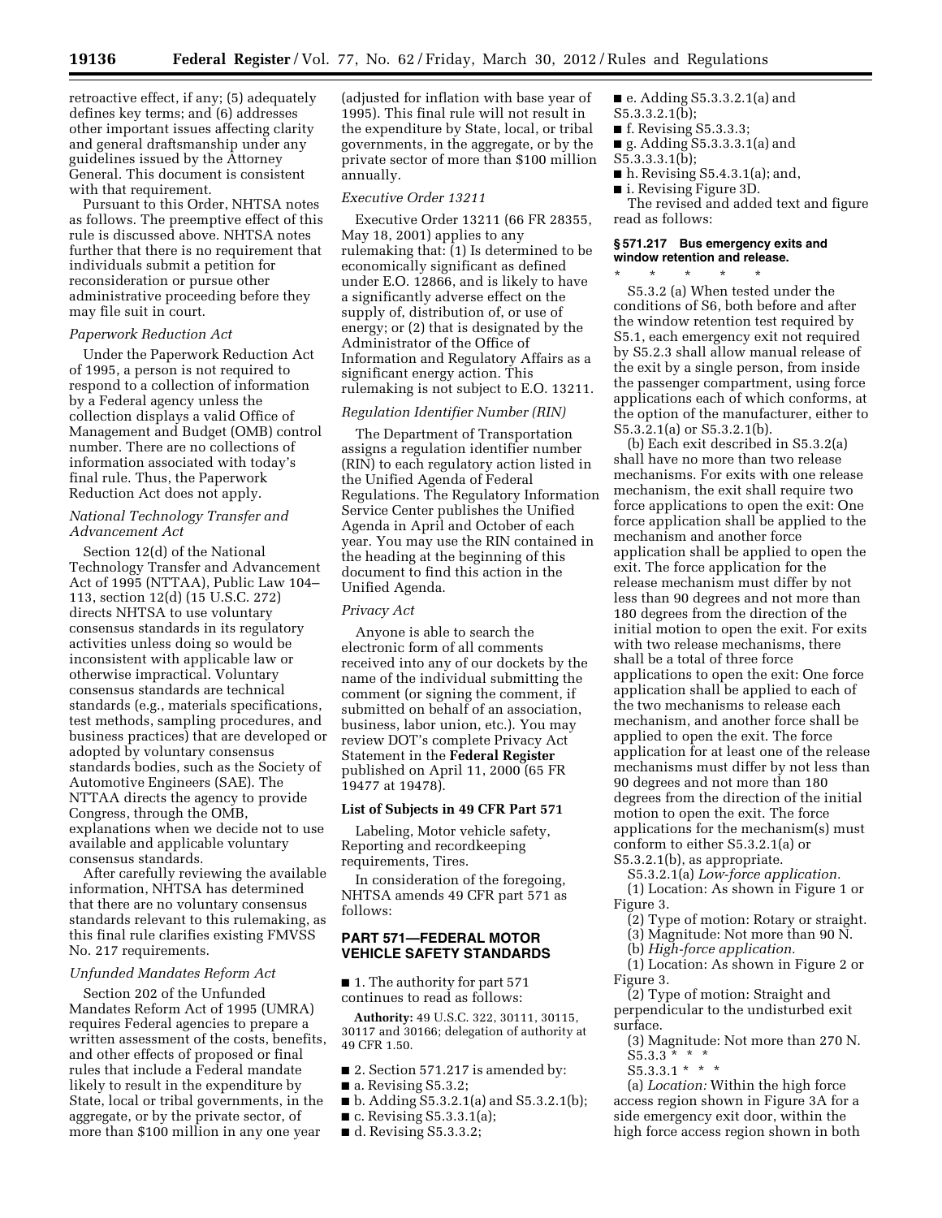retroactive effect, if any; (5) adequately defines key terms; and (6) addresses other important issues affecting clarity and general draftsmanship under any guidelines issued by the Attorney General. This document is consistent with that requirement.

Pursuant to this Order, NHTSA notes as follows. The preemptive effect of this rule is discussed above. NHTSA notes further that there is no requirement that individuals submit a petition for reconsideration or pursue other administrative proceeding before they may file suit in court.

*Paperwork Reduction Act*

Under the Paperwork Reduction Act of 1995, a person is not required to respond to a collection of information by a Federal agency unless the collection displays a valid Office of Management and Budget (OMB) control number. There are no collections of information associated with today's final rule. Thus, the Paperwork Reduction Act does not apply.

*National Technology Transfer and Advancement Act*

Section 12(d) of the National Technology Transfer and Advancement Act of 1995 (NTTAA), Public Law 104–113, section 12(d) (15 U.S.C. 272) directs NHTSA to use voluntary consensus standards in its regulatory activities unless doing so would be inconsistent with applicable law or otherwise impractical. Voluntary consensus standards are technical standards (e.g., materials specifications, test methods, sampling procedures, and business practices) that are developed or adopted by voluntary consensus standards bodies, such as the Society of Automotive Engineers (SAE). The NTTAA directs the agency to provide Congress, through the OMB, explanations when we decide not to use available and applicable voluntary consensus standards.

After carefully reviewing the available information, NHTSA has determined that there are no voluntary consensus standards relevant to this rulemaking, as this final rule clarifies existing FMVSS No. 217 requirements.

*Unfunded Mandates Reform Act*

Section 202 of the Unfunded Mandates Reform Act of 1995 (UMRA) requires Federal agencies to prepare a written assessment of the costs, benefits, and other effects of proposed or final rules that include a Federal mandate likely to result in the expenditure by State, local or tribal governments, in the aggregate, or by the private sector, of more than $100 million in any one year (adjusted for inflation with base year of 1995). This final rule will not result in the expenditure by State, local, or tribal governments, in the aggregate, or by the private sector of more than $100 million annually.

*Executive Order 13211*

Executive Order 13211 (66 FR 28355, May 18, 2001) applies to any rulemaking that: (1) Is determined to be economically significant as defined under E.O. 12866, and is likely to have a significantly adverse effect on the supply of, distribution of, or use of energy; or (2) that is designated by the Administrator of the Office of Information and Regulatory Affairs as a significant energy action. This rulemaking is not subject to E.O. 13211.

*Regulation Identifier Number (RIN)*

The Department of Transportation assigns a regulation identifier number (RIN) to each regulatory action listed in the Unified Agenda of Federal Regulations. The Regulatory Information Service Center publishes the Unified Agenda in April and October of each year. You may use the RIN contained in the heading at the beginning of this document to find this action in the Unified Agenda.

*Privacy Act*

Anyone is able to search the electronic form of all comments received into any of our dockets by the name of the individual submitting the comment (or signing the comment, if submitted on behalf of an association, business, labor union, etc.). You may review DOT's complete Privacy Act Statement in the **Federal Register** published on April 11, 2000 (65 FR 19477 at 19478).

**List of Subjects in 49 CFR Part 571**

Labeling, Motor vehicle safety, Reporting and recordkeeping requirements, Tires.

In consideration of the foregoing, NHTSA amends 49 CFR part 571 as follows:

## PART 571—FEDERAL MOTOR VEHICLE SAFETY STANDARDS

■ 1. The authority for part 571 continues to read as follows:

**Authority:** 49 U.S.C. 322, 30111, 30115, 30117 and 30166; delegation of authority at 49 CFR 1.50.

■ 2. Section 571.217 is amended by:

■ a. Revising S5.3.2;

■ b. Adding S5.3.2.1(a) and S5.3.2.1(b);

■ c. Revising S5.3.3.1(a);

■ d. Revising S5.3.3.2;

■ e. Adding S5.3.3.2.1(a) and S5.3.3.2.1(b);

■ f. Revising S5.3.3.3;

■ g. Adding S5.3.3.3.1(a) and S5.3.3.3.1(b);

■ h. Revising S5.4.3.1(a); and,

■ i. Revising Figure 3D.

The revised and added text and figure read as follows:

**§ 571.217 Bus emergency exits and window retention and release.**

\* \* \* \* \*

S5.3.2 (a) When tested under the conditions of S6, both before and after the window retention test required by S5.1, each emergency exit not required by S5.2.3 shall allow manual release of the exit by a single person, from inside the passenger compartment, using force applications each of which conforms, at the option of the manufacturer, either to S5.3.2.1(a) or S5.3.2.1(b).

(b) Each exit described in S5.3.2(a) shall have no more than two release mechanisms. For exits with one release mechanism, the exit shall require two force applications to open the exit: One force application shall be applied to the mechanism and another force application shall be applied to open the exit. The force application for the release mechanism must differ by not less than 90 degrees and not more than 180 degrees from the direction of the initial motion to open the exit. For exits with two release mechanisms, there shall be a total of three force applications to open the exit: One force application shall be applied to each of the two mechanisms to release each mechanism, and another force shall be applied to open the exit. The force application for at least one of the release mechanisms must differ by not less than 90 degrees and not more than 180 degrees from the direction of the initial motion to open the exit. The force applications for the mechanism(s) must conform to either S5.3.2.1(a) or S5.3.2.1(b), as appropriate.

S5.3.2.1(a) *Low-force application.*

(1) Location: As shown in Figure 1 or Figure 3.

(2) Type of motion: Rotary or straight.

(3) Magnitude: Not more than 90 N.

(b) *High-force application.*

(1) Location: As shown in Figure 2 or Figure 3.

(2) Type of motion: Straight and perpendicular to the undisturbed exit surface.

(3) Magnitude: Not more than 270 N.

S5.3.3 \* \* \*

S5.3.3.1 \* \* \*

(a) *Location:* Within the high force access region shown in Figure 3A for a side emergency exit door, within the high force access region shown in both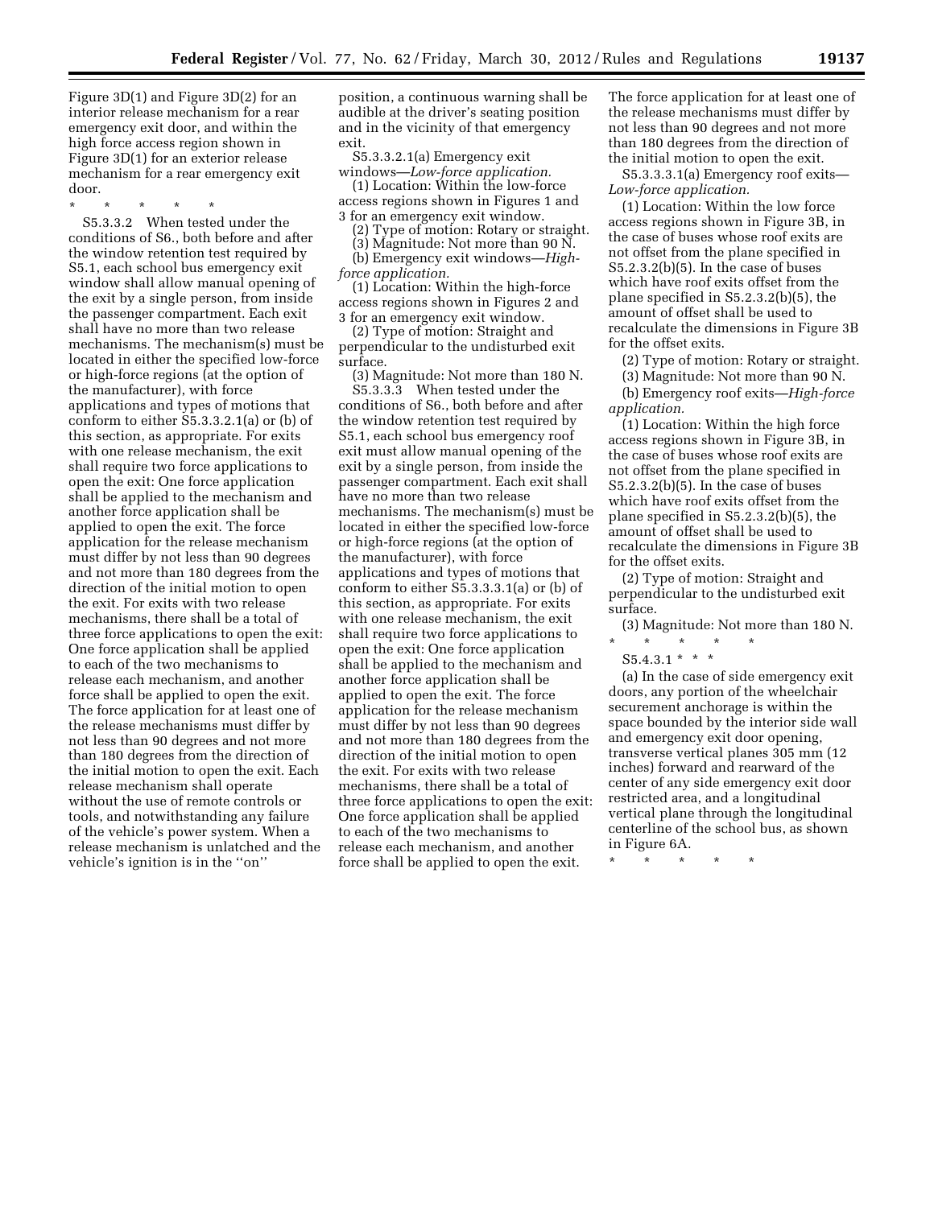Figure 3D(1) and Figure 3D(2) for an interior release mechanism for a rear emergency exit door, and within the high force access region shown in Figure 3D(1) for an exterior release mechanism for a rear emergency exit door.

* * * * *

S5.3.3.2 When tested under the conditions of S6., both before and after the window retention test required by S5.1, each school bus emergency exit window shall allow manual opening of the exit by a single person, from inside the passenger compartment. Each exit shall have no more than two release mechanisms. The mechanism(s) must be located in either the specified low-force or high-force regions (at the option of the manufacturer), with force applications and types of motions that conform to either S5.3.3.2.1(a) or (b) of this section, as appropriate. For exits with one release mechanism, the exit shall require two force applications to open the exit: One force application shall be applied to the mechanism and another force application shall be applied to open the exit. The force application for the release mechanism must differ by not less than 90 degrees and not more than 180 degrees from the direction of the initial motion to open the exit. For exits with two release mechanisms, there shall be a total of three force applications to open the exit: One force application shall be applied to each of the two mechanisms to release each mechanism, and another force shall be applied to open the exit. The force application for at least one of the release mechanisms must differ by not less than 90 degrees and not more than 180 degrees from the direction of the initial motion to open the exit. Each release mechanism shall operate without the use of remote controls or tools, and notwithstanding any failure of the vehicle's power system. When a release mechanism is unlatched and the vehicle's ignition is in the "on" position, a continuous warning shall be audible at the driver's seating position and in the vicinity of that emergency exit.

S5.3.3.2.1(a) Emergency exit windows—*Low-force application.*

(1) Location: Within the low-force access regions shown in Figures 1 and 3 for an emergency exit window.

(2) Type of motion: Rotary or straight.

(3) Magnitude: Not more than 90 N.

(b) Emergency exit windows—*High-force application.*

(1) Location: Within the high-force access regions shown in Figures 2 and 3 for an emergency exit window.

(2) Type of motion: Straight and perpendicular to the undisturbed exit surface.

(3) Magnitude: Not more than 180 N.

S5.3.3.3 When tested under the conditions of S6., both before and after the window retention test required by S5.1, each school bus emergency roof exit must allow manual opening of the exit by a single person, from inside the passenger compartment. Each exit shall have no more than two release mechanisms. The mechanism(s) must be located in either the specified low-force or high-force regions (at the option of the manufacturer), with force applications and types of motions that conform to either S5.3.3.3.1(a) or (b) of this section, as appropriate. For exits with one release mechanism, the exit shall require two force applications to open the exit: One force application shall be applied to the mechanism and another force application shall be applied to open the exit. The force application for the release mechanism must differ by not less than 90 degrees and not more than 180 degrees from the direction of the initial motion to open the exit. For exits with two release mechanisms, there shall be a total of three force applications to open the exit: One force application shall be applied to each of the two mechanisms to release each mechanism, and another force shall be applied to open the exit. The force application for at least one of the release mechanisms must differ by not less than 90 degrees and not more than 180 degrees from the direction of the initial motion to open the exit.

S5.3.3.3.1(a) Emergency roof exits—*Low-force application.*

(1) Location: Within the low force access regions shown in Figure 3B, in the case of buses whose roof exits are not offset from the plane specified in S5.2.3.2(b)(5). In the case of buses which have roof exits offset from the plane specified in S5.2.3.2(b)(5), the amount of offset shall be used to recalculate the dimensions in Figure 3B for the offset exits.

(2) Type of motion: Rotary or straight.

(3) Magnitude: Not more than 90 N.

(b) Emergency roof exits—*High-force application.*

(1) Location: Within the high force access regions shown in Figure 3B, in the case of buses whose roof exits are not offset from the plane specified in S5.2.3.2(b)(5). In the case of buses which have roof exits offset from the plane specified in S5.2.3.2(b)(5), the amount of offset shall be used to recalculate the dimensions in Figure 3B for the offset exits.

(2) Type of motion: Straight and perpendicular to the undisturbed exit surface.

(3) Magnitude: Not more than 180 N.

* * * * *

S5.4.3.1 * * *

(a) In the case of side emergency exit doors, any portion of the wheelchair securement anchorage is within the space bounded by the interior side wall and emergency exit door opening, transverse vertical planes 305 mm (12 inches) forward and rearward of the center of any side emergency exit door restricted area, and a longitudinal vertical plane through the longitudinal centerline of the school bus, as shown in Figure 6A.

* * * * *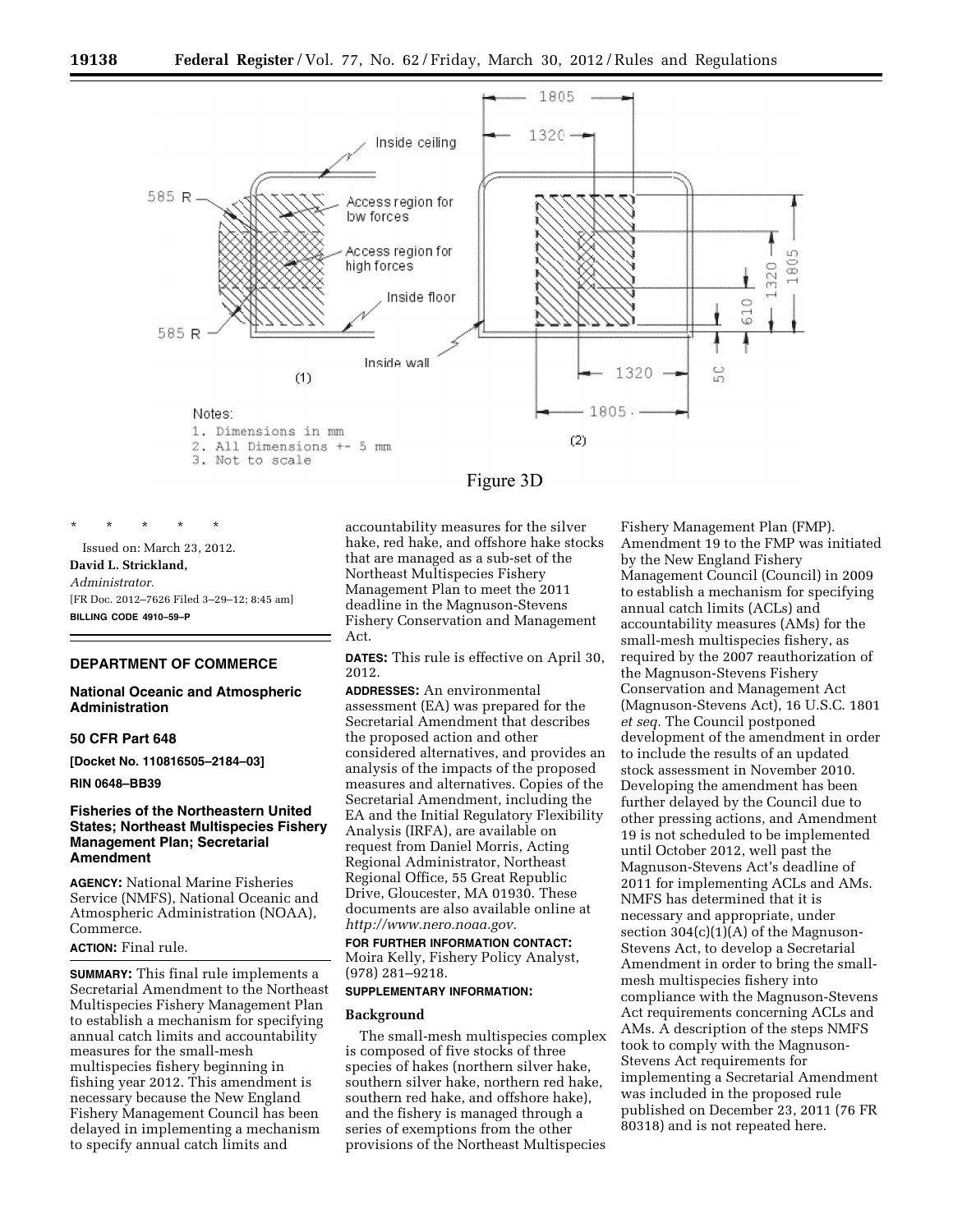Inside ceiling

585 R

Access region for low forces

Access region for high forces

Inside floor

585 R

Inside wall

(1)

1805

1320

1320

1805

610

1320

1805

50

(2)

Notes:
1. Dimensions in mm
2. All Dimensions +- 5 mm
3. Not to scale

Figure 3D

\* \* \* \* \*

Issued on: March 23, 2012.

**David L. Strickland,**

*Administrator.*

[FR Doc. 2012–7626 Filed 3–29–12; 8:45 am]

**BILLING CODE 4910–59–P**

## DEPARTMENT OF COMMERCE

### National Oceanic and Atmospheric Administration

### 50 CFR Part 648

**[Docket No. 110816505–2184–03]**

**RIN 0648–BB39**

### Fisheries of the Northeastern United States; Northeast Multispecies Fishery Management Plan; Secretarial Amendment

**AGENCY:** National Marine Fisheries Service (NMFS), National Oceanic and Atmospheric Administration (NOAA), Commerce.

**ACTION:** Final rule.

**SUMMARY:** This final rule implements a Secretarial Amendment to the Northeast Multispecies Fishery Management Plan to establish a mechanism for specifying annual catch limits and accountability measures for the small-mesh multispecies fishery beginning in fishing year 2012. This amendment is necessary because the New England Fishery Management Council has been delayed in implementing a mechanism to specify annual catch limits and accountability measures for the silver hake, red hake, and offshore hake stocks that are managed as a sub-set of the Northeast Multispecies Fishery Management Plan to meet the 2011 deadline in the Magnuson-Stevens Fishery Conservation and Management Act.

**DATES:** This rule is effective on April 30, 2012.

**ADDRESSES:** An environmental assessment (EA) was prepared for the Secretarial Amendment that describes the proposed action and other considered alternatives, and provides an analysis of the impacts of the proposed measures and alternatives. Copies of the Secretarial Amendment, including the EA and the Initial Regulatory Flexibility Analysis (IRFA), are available on request from Daniel Morris, Acting Regional Administrator, Northeast Regional Office, 55 Great Republic Drive, Gloucester, MA 01930. These documents are also available online at *http://www.nero.noaa.gov.*

**FOR FURTHER INFORMATION CONTACT:** Moira Kelly, Fishery Policy Analyst, (978) 281–9218.

**SUPPLEMENTARY INFORMATION:**

**Background**

The small-mesh multispecies complex is composed of five stocks of three species of hakes (northern silver hake, southern silver hake, northern red hake, southern red hake, and offshore hake), and the fishery is managed through a series of exemptions from the other provisions of the Northeast Multispecies Fishery Management Plan (FMP). Amendment 19 to the FMP was initiated by the New England Fishery Management Council (Council) in 2009 to establish a mechanism for specifying annual catch limits (ACLs) and accountability measures (AMs) for the small-mesh multispecies fishery, as required by the 2007 reauthorization of the Magnuson-Stevens Fishery Conservation and Management Act (Magnuson-Stevens Act), 16 U.S.C. 1801 *et seq.* The Council postponed development of the amendment in order to include the results of an updated stock assessment in November 2010. Developing the amendment has been further delayed by the Council due to other pressing actions, and Amendment 19 is not scheduled to be implemented until October 2012, well past the Magnuson-Stevens Act's deadline of 2011 for implementing ACLs and AMs. NMFS has determined that it is necessary and appropriate, under section 304(c)(1)(A) of the Magnuson-Stevens Act, to develop a Secretarial Amendment in order to bring the small-mesh multispecies fishery into compliance with the Magnuson-Stevens Act requirements concerning ACLs and AMs. A description of the steps NMFS took to comply with the Magnuson-Stevens Act requirements for implementing a Secretarial Amendment was included in the proposed rule published on December 23, 2011 (76 FR 80318) and is not repeated here.